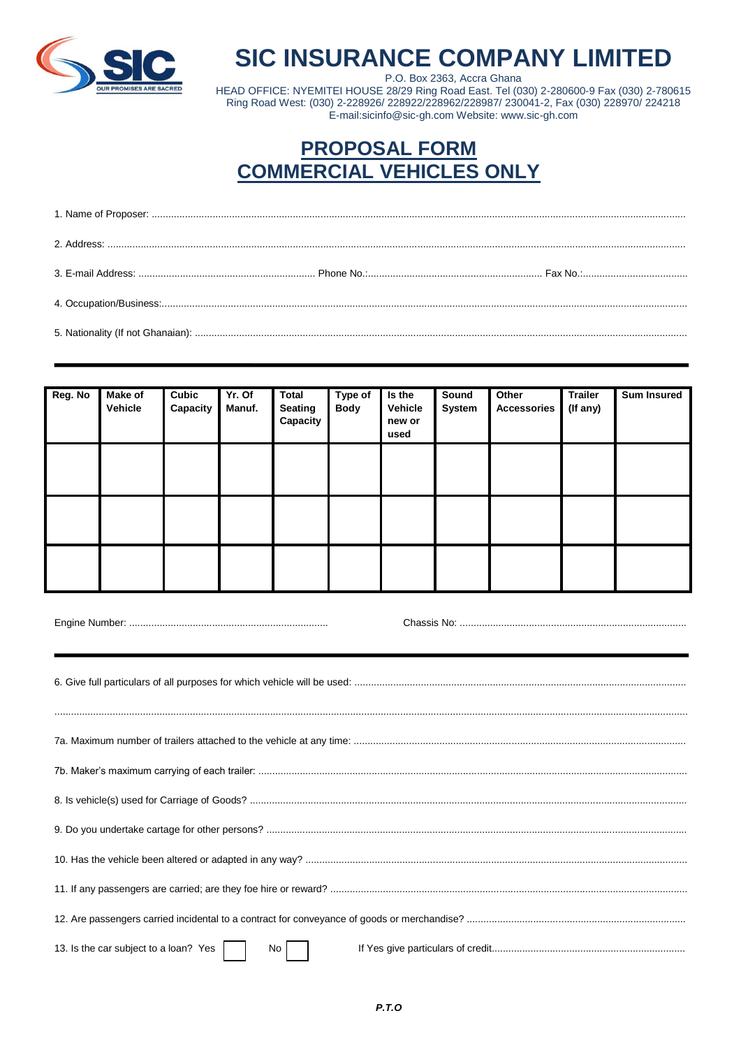# SIC INSURANCE COMPANY LIMITED

P.O. Box 2363, Accra Ghana
HEAD OFFICE: NYEMITEI HOUSE 28/29 Ring Road East. Tel (030) 2-280600-9 Fax (030) 2-780615
Ring Road West: (030) 2-228926/ 228922/228962/228987/ 230041-2, Fax (030) 228970/ 224218
E-mail:sicinfo@sic-gh.com Website: www.sic-gh.com

## PROPOSAL FORM
## COMMERCIAL VEHICLES ONLY

1. Name of Proposer: ..........................................................................................................................

2. Address: ..........................................................................................................................

3. E-mail Address: .................................................... Phone No.:.................................................... Fax No.:.................................

4. Occupation/Business:..........................................................................................................................

5. Nationality (If not Ghanaian): ..........................................................................................................................

| Reg. No | Make of Vehicle | Cubic Capacity | Yr. Of Manuf. | Total Seating Capacity | Type of Body | Is the Vehicle new or used | Sound System | Other Accessories | Trailer (If any) | Sum Insured |
|---|---|---|---|---|---|---|---|---|---|---|
| | | | | | | | | | | |
| | | | | | | | | | | |
| | | | | | | | | | | |

Engine Number: ....................................................................... Chassis No: .......................................................................

6. Give full particulars of all purposes for which vehicle will be used: ..........................................................................................................................

..........................................................................................................................

7a. Maximum number of trailers attached to the vehicle at any time: ..........................................................................................................................

7b. Maker's maximum carrying of each trailer: ..........................................................................................................................

8. Is vehicle(s) used for Carriage of Goods? ..........................................................................................................................

9. Do you undertake cartage for other persons? ..........................................................................................................................

10. Has the vehicle been altered or adapted in any way? ..........................................................................................................................

11. If any passengers are carried; are they foe hire or reward? ..........................................................................................................................

12. Are passengers carried incidental to a contract for conveyance of goods or merchandise? ..........................................................................................................................

13. Is the car subject to a loan? Yes ☐ No ☐ If Yes give particulars of credit....................................................................

***P.T.O***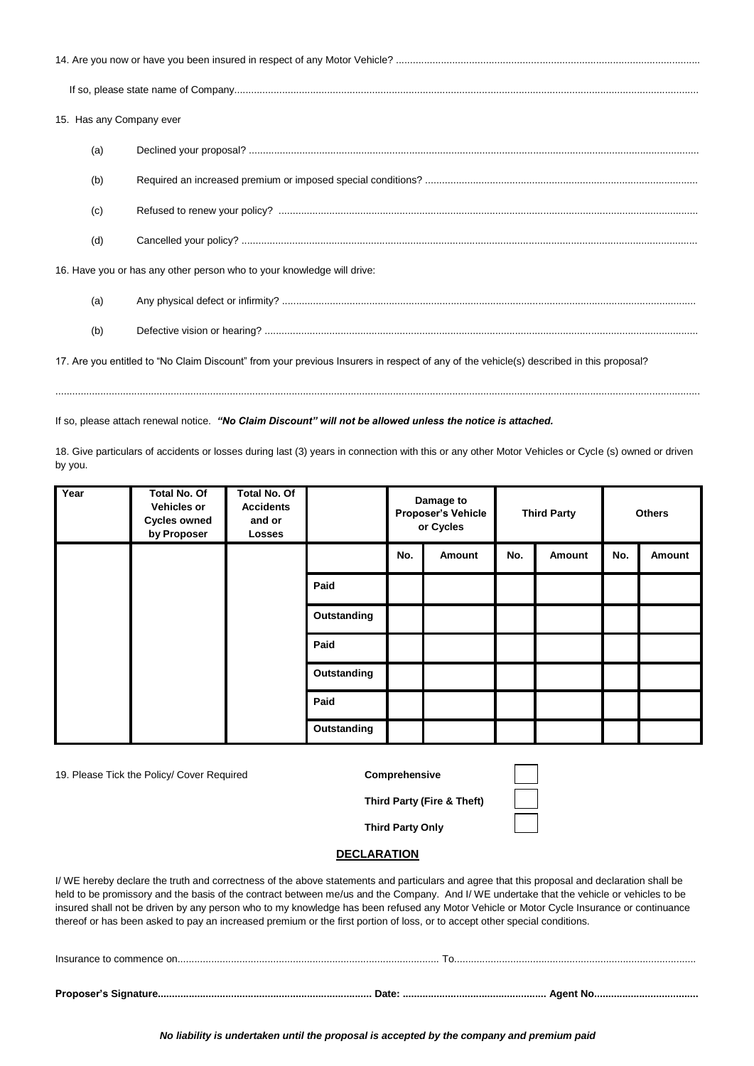14. Are you now or have you been insured in respect of any Motor Vehicle? ..........................................................................................................

If so, please state name of Company..........................................................................................................

15. Has any Company ever

(a) Declined your proposal? ..........................................................................................................

(b) Required an increased premium or imposed special conditions? ..........................................................................................................

(c) Refused to renew your policy? ..........................................................................................................

(d) Cancelled your policy? ..........................................................................................................

16. Have you or has any other person who to your knowledge will drive:

(a) Any physical defect or infirmity? ..........................................................................................................

(b) Defective vision or hearing? ..........................................................................................................

17. Are you entitled to "No Claim Discount" from your previous Insurers in respect of any of the vehicle(s) described in this proposal?

..........................................................................................................

If so, please attach renewal notice. ***"No Claim Discount" will not be allowed unless the notice is attached.***

18. Give particulars of accidents or losses during last (3) years in connection with this or any other Motor Vehicles or Cycle (s) owned or driven by you.

| Year | Total No. Of Vehicles or Cycles owned by Proposer | Total No. Of Accidents and or Losses | | Damage to Proposer's Vehicle or Cycles | | Third Party | | Others | |
|---|---|---|---|---|---|---|---|---|---|
| | | | | No. | Amount | No. | Amount | No. | Amount |
| | | | Paid | | | | | | |
| | | | Outstanding | | | | | | |
| | | | Paid | | | | | | |
| | | | Outstanding | | | | | | |
| | | | Paid | | | | | | |
| | | | Outstanding | | | | | | |

19. Please Tick the Policy/ Cover Required

**Comprehensive** ☐

**Third Party (Fire & Theft)** ☐

**Third Party Only** ☐

## DECLARATION

I/ WE hereby declare the truth and correctness of the above statements and particulars and agree that this proposal and declaration shall be held to be promissory and the basis of the contract between me/us and the Company. And I/ WE undertake that the vehicle or vehicles to be insured shall not be driven by any person who to my knowledge has been refused any Motor Vehicle or Motor Cycle Insurance or continuance thereof or has been asked to pay an increased premium or the first portion of loss, or to accept other special conditions.

Insurance to commence on.......................................................................... To..........................................................................

**Proposer's Signature.......................................................................... Date: .......................................... Agent No..........................................**

***No liability is undertaken until the proposal is accepted by the company and premium paid***